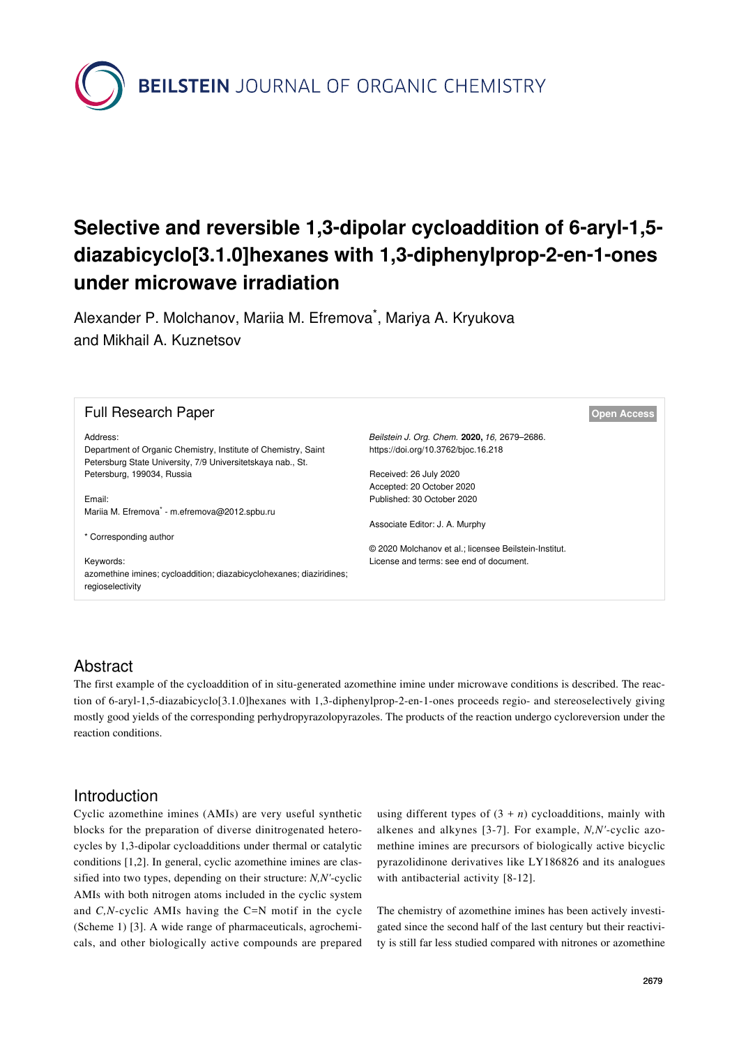# Selective and reversible 1,3-dipolar cycloaddition of 6-aryl-1,5-diazabicyclo[3.1.0]hexanes with 1,3-diphenylprop-2-en-1-ones under microwave irradiation

Alexander P. Molchanov, Mariia M. Efremova*, Mariya A. Kryukova and Mikhail A. Kuznetsov

**Full Research Paper**

**Open Access**

Address:
Department of Organic Chemistry, Institute of Chemistry, Saint Petersburg State University, 7/9 Universitetskaya nab., St. Petersburg, 199034, Russia

Email:
Mariia M. Efremova* - m.efremova@2012.spbu.ru

\* Corresponding author

Keywords:
azomethine imines; cycloaddition; diazabicyclohexanes; diaziridines; regioselectivity

*Beilstein J. Org. Chem.* **2020,** *16,* 2679–2686.
https://doi.org/10.3762/bjoc.16.218

Received: 26 July 2020
Accepted: 20 October 2020
Published: 30 October 2020

Associate Editor: J. A. Murphy

© 2020 Molchanov et al.; licensee Beilstein-Institut.
License and terms: see end of document.

## Abstract

The first example of the cycloaddition of in situ-generated azomethine imine under microwave conditions is described. The reaction of 6-aryl-1,5-diazabicyclo[3.1.0]hexanes with 1,3-diphenylprop-2-en-1-ones proceeds regio- and stereoselectively giving mostly good yields of the corresponding perhydropyrazolopyrazoles. The products of the reaction undergo cycloreversion under the reaction conditions.

## Introduction

Cyclic azomethine imines (AMIs) are very useful synthetic blocks for the preparation of diverse dinitrogenated heterocycles by 1,3-dipolar cycloadditions under thermal or catalytic conditions [1,2]. In general, cyclic azomethine imines are classified into two types, depending on their structure: *N,N′*-cyclic AMIs with both nitrogen atoms included in the cyclic system and *C,N*-cyclic AMIs having the C=N motif in the cycle (Scheme 1) [3]. A wide range of pharmaceuticals, agrochemicals, and other biologically active compounds are prepared using different types of (3 + *n*) cycloadditions, mainly with alkenes and alkynes [3-7]. For example, *N,N′*-cyclic azomethine imines are precursors of biologically active bicyclic pyrazolidinone derivatives like LY186826 and its analogues with antibacterial activity [8-12].

The chemistry of azomethine imines has been actively investigated since the second half of the last century but their reactivity is still far less studied compared with nitrones or azomethine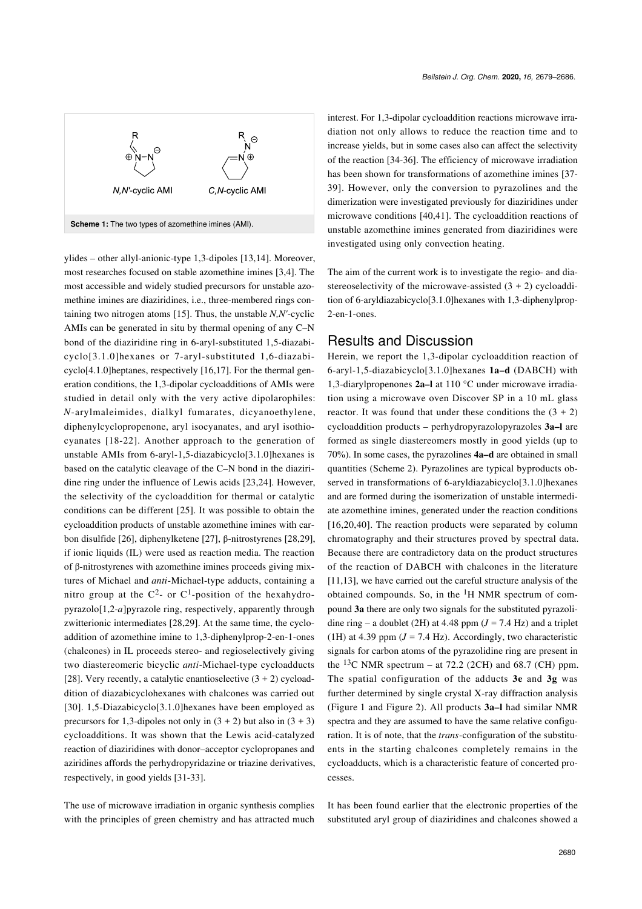Scheme 1: The two types of azomethine imines (AMI).

ylides – other allyl-anionic-type 1,3-dipoles [13,14]. Moreover, most researches focused on stable azomethine imines [3,4]. The most accessible and widely studied precursors for unstable azomethine imines are diaziridines, i.e., three-membered rings containing two nitrogen atoms [15]. Thus, the unstable *N,N′*-cyclic AMIs can be generated in situ by thermal opening of any C–N bond of the diaziridine ring in 6-aryl-substituted 1,5-diazabicyclo[3.1.0]hexanes or 7-aryl-substituted 1,6-diazabicyclo[4.1.0]heptanes, respectively [16,17]. For the thermal generation conditions, the 1,3-dipolar cycloadditions of AMIs were studied in detail only with the very active dipolarophiles: *N*-arylmaleimides, dialkyl fumarates, dicyanoethylene, diphenylcyclopropenone, aryl isocyanates, and aryl isothiocyanates [18-22]. Another approach to the generation of unstable AMIs from 6-aryl-1,5-diazabicyclo[3.1.0]hexanes is based on the catalytic cleavage of the C–N bond in the diaziridine ring under the influence of Lewis acids [23,24]. However, the selectivity of the cycloaddition for thermal or catalytic conditions can be different [25]. It was possible to obtain the cycloaddition products of unstable azomethine imines with carbon disulfide [26], diphenylketene [27], β-nitrostyrenes [28,29], if ionic liquids (IL) were used as reaction media. The reaction of β-nitrostyrenes with azomethine imines proceeds giving mixtures of Michael and *anti*-Michael-type adducts, containing a nitro group at the $C^2$- or $C^1$-position of the hexahydropyrazolo[1,2-*a*]pyrazole ring, respectively, apparently through zwitterionic intermediates [28,29]. At the same time, the cycloaddition of azomethine imine to 1,3-diphenylprop-2-en-1-ones (chalcones) in IL proceeds stereo- and regioselectively giving two diastereomeric bicyclic *anti*-Michael-type cycloadducts [28]. Very recently, a catalytic enantioselective (3 + 2) cycloaddition of diazabicyclohexanes with chalcones was carried out [30]. 1,5-Diazabicyclo[3.1.0]hexanes have been employed as precursors for 1,3-dipoles not only in (3 + 2) but also in (3 + 3) cycloadditions. It was shown that the Lewis acid-catalyzed reaction of diaziridines with donor–acceptor cyclopropanes and aziridines affords the perhydropyridazine or triazine derivatives, respectively, in good yields [31-33].

The use of microwave irradiation in organic synthesis complies with the principles of green chemistry and has attracted much interest. For 1,3-dipolar cycloaddition reactions microwave irradiation not only allows to reduce the reaction time and to increase yields, but in some cases also can affect the selectivity of the reaction [34-36]. The efficiency of microwave irradiation has been shown for transformations of azomethine imines [37-39]. However, only the conversion to pyrazolines and the dimerization were investigated previously for diaziridines under microwave conditions [40,41]. The cycloaddition reactions of unstable azomethine imines generated from diaziridines were investigated using only convection heating.

The aim of the current work is to investigate the regio- and diastereoselectivity of the microwave-assisted (3 + 2) cycloaddition of 6-aryldiazabicyclo[3.1.0]hexanes with 1,3-diphenylprop-2-en-1-ones.

## Results and Discussion

Herein, we report the 1,3-dipolar cycloaddition reaction of 6-aryl-1,5-diazabicyclo[3.1.0]hexanes **1a–d** (DABCH) with 1,3-diarylpropenones **2a–l** at 110 °C under microwave irradiation using a microwave oven Discover SP in a 10 mL glass reactor. It was found that under these conditions the (3 + 2) cycloaddition products – perhydropyrazolopyrazoles **3a–l** are formed as single diastereomers mostly in good yields (up to 70%). In some cases, the pyrazolines **4a–d** are obtained in small quantities (Scheme 2). Pyrazolines are typical byproducts observed in transformations of 6-aryldiazabicyclo[3.1.0]hexanes and are formed during the isomerization of unstable intermediate azomethine imines, generated under the reaction conditions [16,20,40]. The reaction products were separated by column chromatography and their structures proved by spectral data. Because there are contradictory data on the product structures of the reaction of DABCH with chalcones in the literature [11,13], we have carried out the careful structure analysis of the obtained compounds. So, in the $^1$H NMR spectrum of compound **3a** there are only two signals for the substituted pyrazolidine ring – a doublet (2H) at 4.48 ppm ($J$ = 7.4 Hz) and a triplet (1H) at 4.39 ppm ($J$ = 7.4 Hz). Accordingly, two characteristic signals for carbon atoms of the pyrazolidine ring are present in the $^{13}$C NMR spectrum – at 72.2 (2CH) and 68.7 (CH) ppm. The spatial configuration of the adducts **3e** and **3g** was further determined by single crystal X-ray diffraction analysis (Figure 1 and Figure 2). All products **3a–l** had similar NMR spectra and they are assumed to have the same relative configuration. It is of note, that the *trans*-configuration of the substituents in the starting chalcones completely remains in the cycloadducts, which is a characteristic feature of concerted processes.

It has been found earlier that the electronic properties of the substituted aryl group of diaziridines and chalcones showed a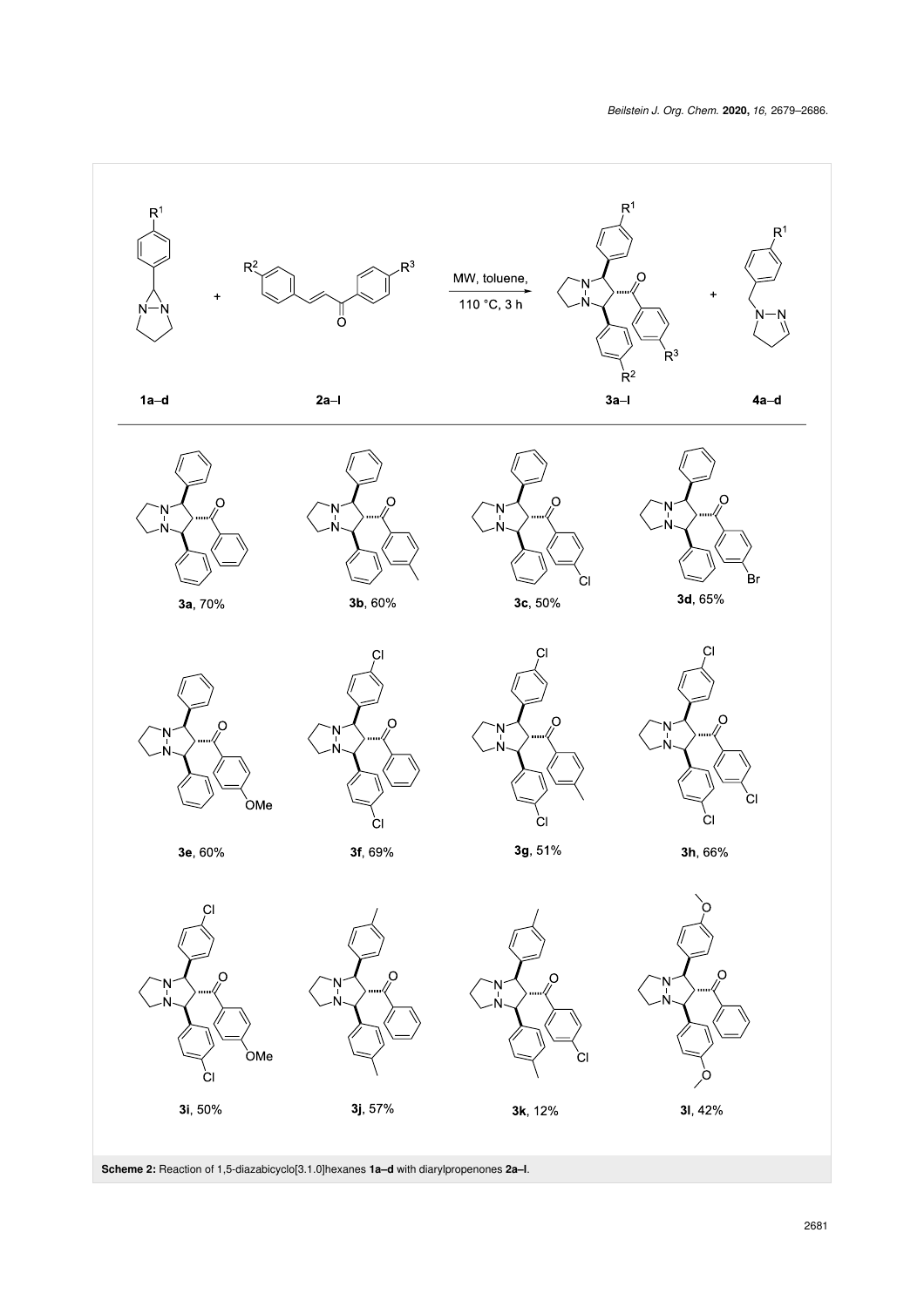Scheme 2: Reaction of 1,5-diazabicyclo[3.1.0]hexanes **1a–d** with diarylpropenones **2a–l**.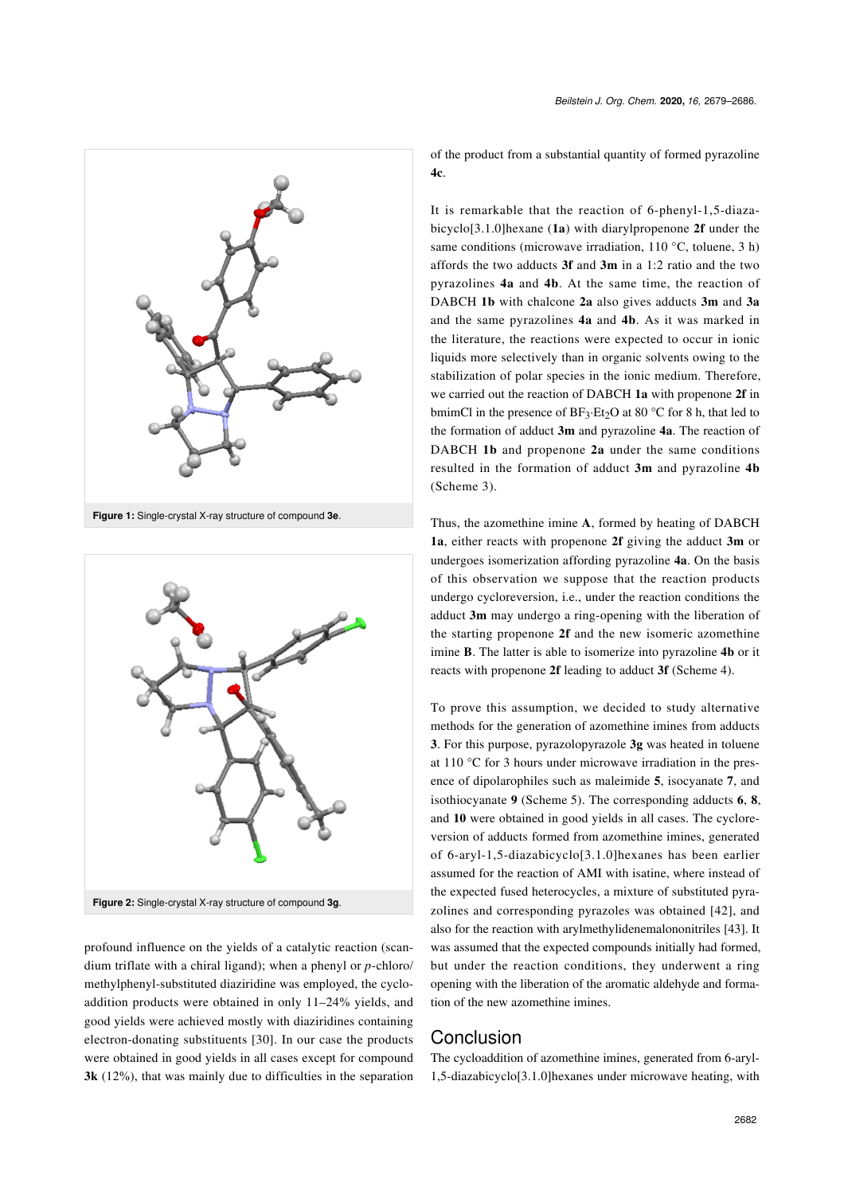Figure 1: Single-crystal X-ray structure of compound **3e**.

Figure 2: Single-crystal X-ray structure of compound **3g**.

profound influence on the yields of a catalytic reaction (scandium triflate with a chiral ligand); when a phenyl or *p*-chloro/methylphenyl-substituted diaziridine was employed, the cycloaddition products were obtained in only 11–24% yields, and good yields were achieved mostly with diaziridines containing electron-donating substituents [30]. In our case the products were obtained in good yields in all cases except for compound **3k** (12%), that was mainly due to difficulties in the separation of the product from a substantial quantity of formed pyrazoline **4c**.

It is remarkable that the reaction of 6-phenyl-1,5-diazabicyclo[3.1.0]hexane (**1a**) with diarylpropenone **2f** under the same conditions (microwave irradiation, 110 °C, toluene, 3 h) affords the two adducts **3f** and **3m** in a 1:2 ratio and the two pyrazolines **4a** and **4b**. At the same time, the reaction of DABCH **1b** with chalcone **2a** also gives adducts **3m** and **3a** and the same pyrazolines **4a** and **4b**. As it was marked in the literature, the reactions were expected to occur in ionic liquids more selectively than in organic solvents owing to the stabilization of polar species in the ionic medium. Therefore, we carried out the reaction of DABCH **1a** with propenone **2f** in bmimCl in the presence of $BF_3 \cdot Et_2O$ at 80 °C for 8 h, that led to the formation of adduct **3m** and pyrazoline **4a**. The reaction of DABCH **1b** and propenone **2a** under the same conditions resulted in the formation of adduct **3m** and pyrazoline **4b** (Scheme 3).

Thus, the azomethine imine **A**, formed by heating of DABCH **1a**, either reacts with propenone **2f** giving the adduct **3m** or undergoes isomerization affording pyrazoline **4a**. On the basis of this observation we suppose that the reaction products undergo cycloreversion, i.e., under the reaction conditions the adduct **3m** may undergo a ring-opening with the liberation of the starting propenone **2f** and the new isomeric azomethine imine **B**. The latter is able to isomerize into pyrazoline **4b** or it reacts with propenone **2f** leading to adduct **3f** (Scheme 4).

To prove this assumption, we decided to study alternative methods for the generation of azomethine imines from adducts **3**. For this purpose, pyrazolopyrazole **3g** was heated in toluene at 110 °C for 3 hours under microwave irradiation in the presence of dipolarophiles such as maleimide **5**, isocyanate **7**, and isothiocyanate **9** (Scheme 5). The corresponding adducts **6**, **8**, and **10** were obtained in good yields in all cases. The cycloreversion of adducts formed from azomethine imines, generated of 6-aryl-1,5-diazabicyclo[3.1.0]hexanes has been earlier assumed for the reaction of AMI with isatine, where instead of the expected fused heterocycles, a mixture of substituted pyrazolines and corresponding pyrazoles was obtained [42], and also for the reaction with arylmethylidenemalononitriles [43]. It was assumed that the expected compounds initially had formed, but under the reaction conditions, they underwent a ring opening with the liberation of the aromatic aldehyde and formation of the new azomethine imines.

## Conclusion

The cycloaddition of azomethine imines, generated from 6-aryl-1,5-diazabicyclo[3.1.0]hexanes under microwave heating, with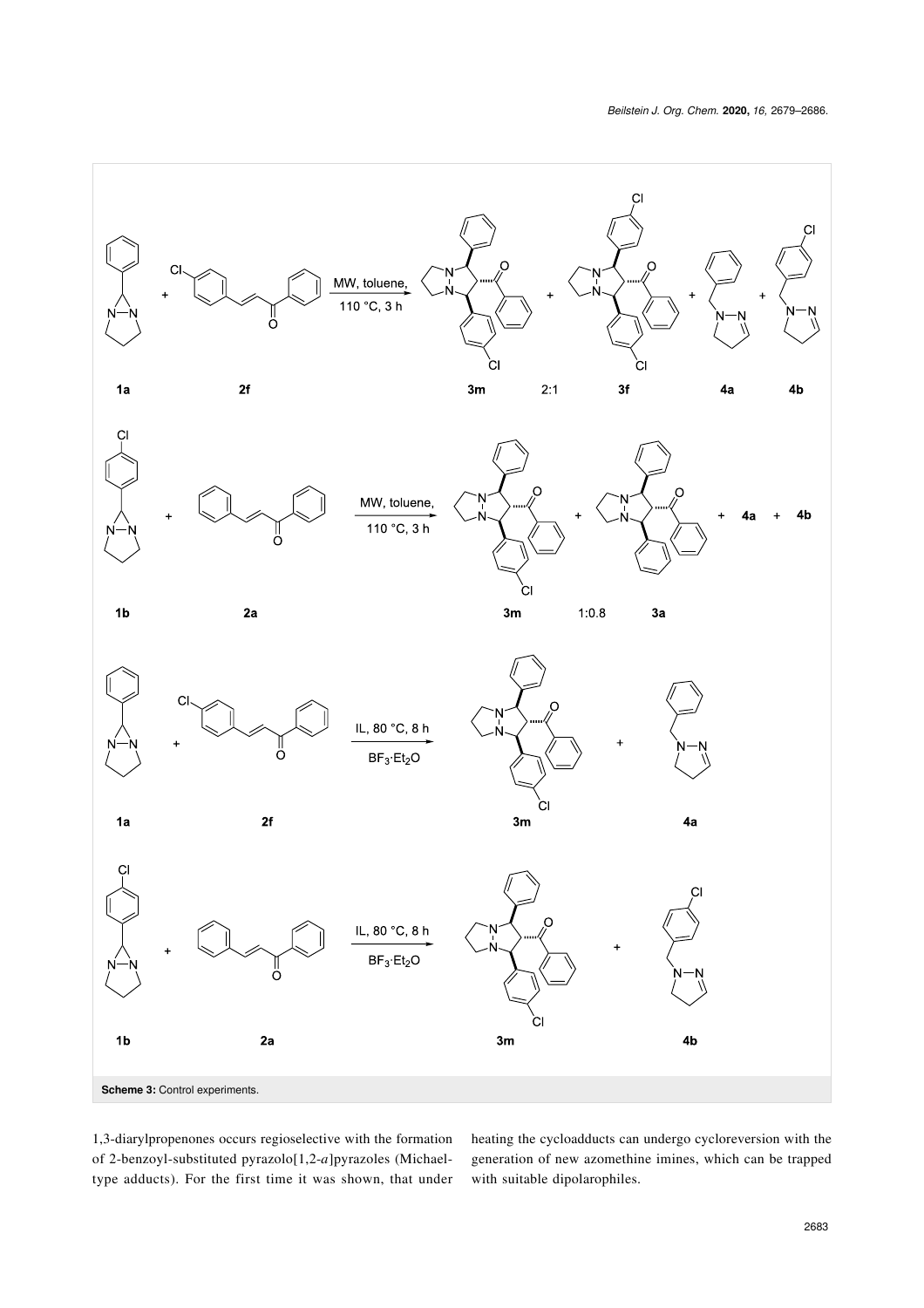Scheme 3: Control experiments.

1,3-diarylpropenones occurs regioselective with the formation of 2-benzoyl-substituted pyrazolo[1,2-*a*]pyrazoles (Michael-type adducts). For the first time it was shown, that under heating the cycloadducts can undergo cycloreversion with the generation of new azomethine imines, which can be trapped with suitable dipolarophiles.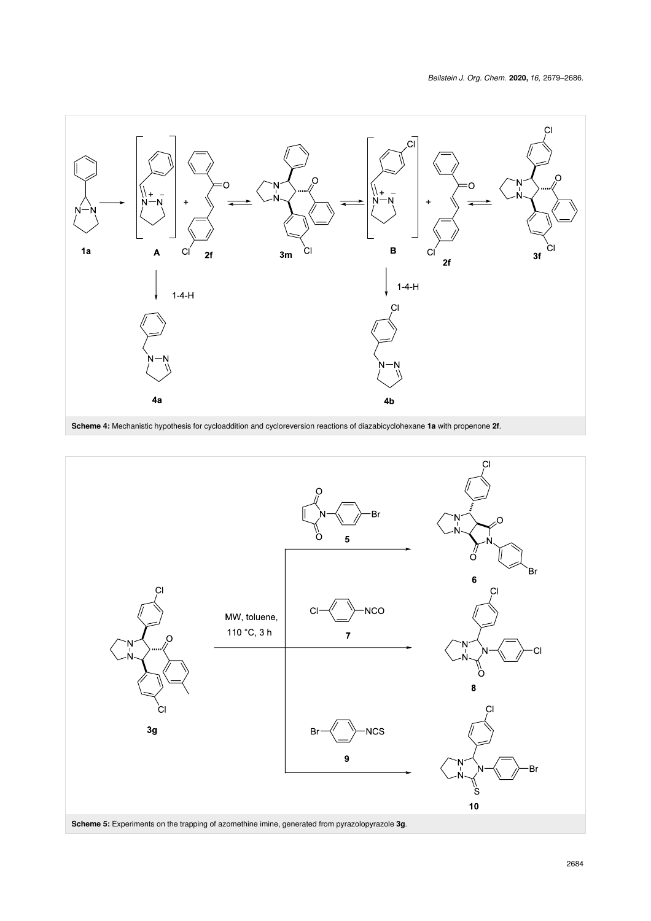**Scheme 4:** Mechanistic hypothesis for cycloaddition and cycloreversion reactions of diazabicyclohexane **1a** with propenone **2f**.

**Scheme 5:** Experiments on the trapping of azomethine imine, generated from pyrazolopyrazole **3g**.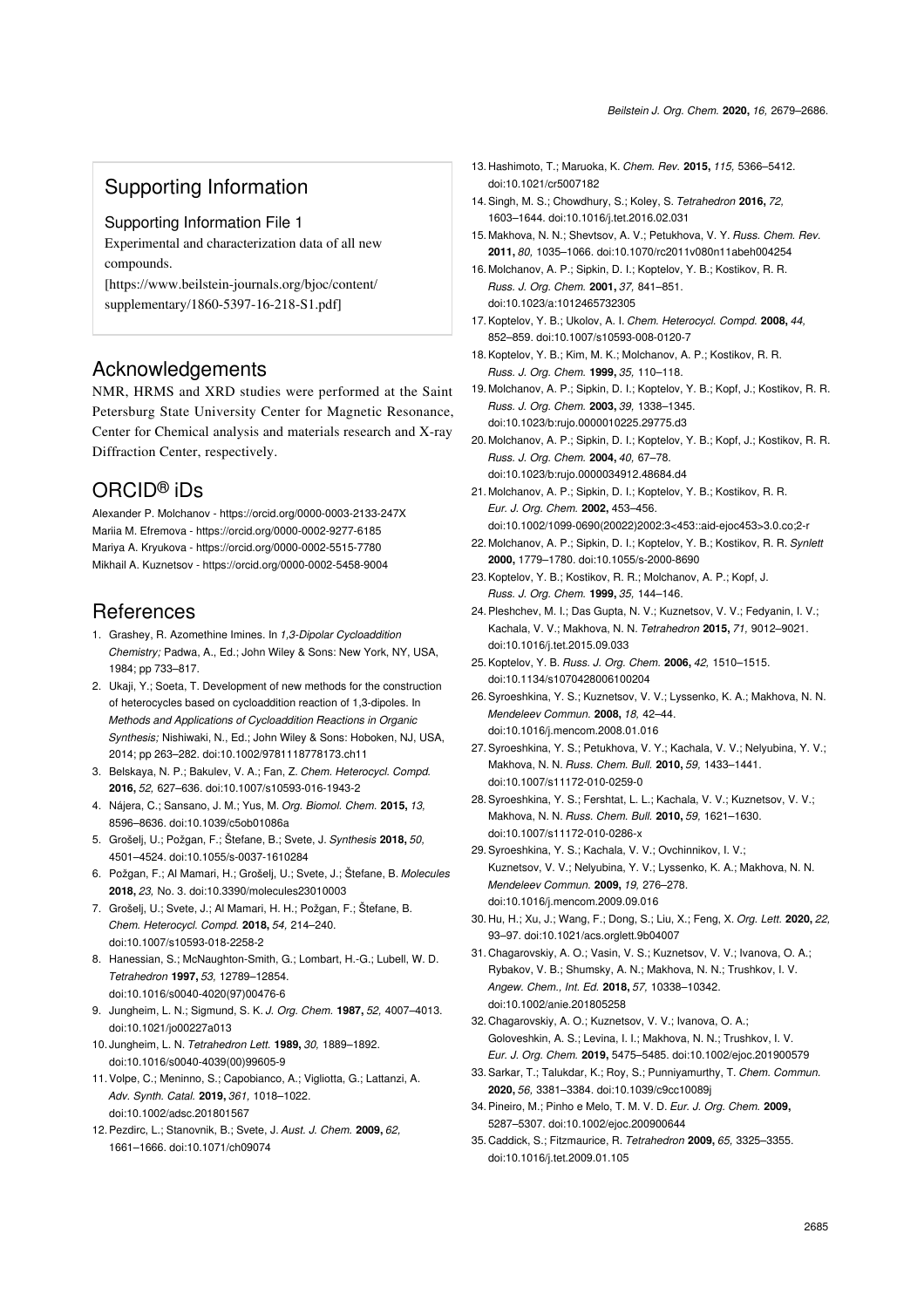## Supporting Information

### Supporting Information File 1

Experimental and characterization data of all new compounds.

[https://www.beilstein-journals.org/bjoc/content/supplementary/1860-5397-16-218-S1.pdf]

## Acknowledgements

NMR, HRMS and XRD studies were performed at the Saint Petersburg State University Center for Magnetic Resonance, Center for Chemical analysis and materials research and X-ray Diffraction Center, respectively.

## ORCID® iDs

Alexander P. Molchanov - https://orcid.org/0000-0003-2133-247X
Mariia M. Efremova - https://orcid.org/0000-0002-9277-6185
Mariya A. Kryukova - https://orcid.org/0000-0002-5515-7780
Mikhail A. Kuznetsov - https://orcid.org/0000-0002-5458-9004

## References

1. Grashey, R. Azomethine Imines. In *1,3-Dipolar Cycloaddition Chemistry;* Padwa, A., Ed.; John Wiley & Sons: New York, NY, USA, 1984; pp 733–817.
2. Ukaji, Y.; Soeta, T. Development of new methods for the construction of heterocycles based on cycloaddition reaction of 1,3-dipoles. In *Methods and Applications of Cycloaddition Reactions in Organic Synthesis;* Nishiwaki, N., Ed.; John Wiley & Sons: Hoboken, NJ, USA, 2014; pp 263–282. doi:10.1002/9781118778173.ch11
3. Belskaya, N. P.; Bakulev, V. A.; Fan, Z. *Chem. Heterocycl. Compd.* **2016,** *52,* 627–636. doi:10.1007/s10593-016-1943-2
4. Nájera, C.; Sansano, J. M.; Yus, M. *Org. Biomol. Chem.* **2015,** *13,* 8596–8636. doi:10.1039/c5ob01086a
5. Grošelj, U.; Požgan, F.; Štefane, B.; Svete, J. *Synthesis* **2018,** *50,* 4501–4524. doi:10.1055/s-0037-1610284
6. Požgan, F.; Al Mamari, H.; Grošelj, U.; Svete, J.; Štefane, B. *Molecules* **2018,** *23,* No. 3. doi:10.3390/molecules23010003
7. Grošelj, U.; Svete, J.; Al Mamari, H. H.; Požgan, F.; Štefane, B. *Chem. Heterocycl. Compd.* **2018,** *54,* 214–240. doi:10.1007/s10593-018-2258-2
8. Hanessian, S.; McNaughton-Smith, G.; Lombart, H.-G.; Lubell, W. D. *Tetrahedron* **1997,** *53,* 12789–12854. doi:10.1016/s0040-4020(97)00476-6
9. Jungheim, L. N.; Sigmund, S. K. *J. Org. Chem.* **1987,** *52,* 4007–4013. doi:10.1021/jo00227a013
10. Jungheim, L. N. *Tetrahedron Lett.* **1989,** *30,* 1889–1892. doi:10.1016/s0040-4039(00)99605-9
11. Volpe, C.; Meninno, S.; Capobianco, A.; Vigliotta, G.; Lattanzi, A. *Adv. Synth. Catal.* **2019,** *361,* 1018–1022. doi:10.1002/adsc.201801567
12. Pezdirc, L.; Stanovnik, B.; Svete, J. *Aust. J. Chem.* **2009,** *62,* 1661–1666. doi:10.1071/ch09074
13. Hashimoto, T.; Maruoka, K. *Chem. Rev.* **2015,** *115,* 5366–5412. doi:10.1021/cr5007182
14. Singh, M. S.; Chowdhury, S.; Koley, S. *Tetrahedron* **2016,** *72,* 1603–1644. doi:10.1016/j.tet.2016.02.031
15. Makhova, N. N.; Shevtsov, A. V.; Petukhova, V. Y. *Russ. Chem. Rev.* **2011,** *80,* 1035–1066. doi:10.1070/rc2011v080n11abeh004254
16. Molchanov, A. P.; Sipkin, D. I.; Koptelov, Y. B.; Kostikov, R. R. *Russ. J. Org. Chem.* **2001,** *37,* 841–851. doi:10.1023/a:1012465732305
17. Koptelov, Y. B.; Ukolov, A. I. *Chem. Heterocycl. Compd.* **2008,** *44,* 852–859. doi:10.1007/s10593-008-0120-7
18. Koptelov, Y. B.; Kim, M. K.; Molchanov, A. P.; Kostikov, R. R. *Russ. J. Org. Chem.* **1999,** *35,* 110–118.
19. Molchanov, A. P.; Sipkin, D. I.; Koptelov, Y. B.; Kopf, J.; Kostikov, R. R. *Russ. J. Org. Chem.* **2003,** *39,* 1338–1345. doi:10.1023/b:rujo.0000010225.29775.d3
20. Molchanov, A. P.; Sipkin, D. I.; Koptelov, Y. B.; Kopf, J.; Kostikov, R. R. *Russ. J. Org. Chem.* **2004,** *40,* 67–78. doi:10.1023/b:rujo.0000034912.48684.d4
21. Molchanov, A. P.; Sipkin, D. I.; Koptelov, Y. B.; Kostikov, R. R. *Eur. J. Org. Chem.* **2002,** 453–456. doi:10.1002/1099-0690(20022)2002:3<453::aid-ejoc453>3.0.co;2-r
22. Molchanov, A. P.; Sipkin, D. I.; Koptelov, Y. B.; Kostikov, R. R. *Synlett* **2000,** 1779–1780. doi:10.1055/s-2000-8690
23. Koptelov, Y. B.; Kostikov, R. R.; Molchanov, A. P.; Kopf, J. *Russ. J. Org. Chem.* **1999,** *35,* 144–146.
24. Pleshchev, M. I.; Das Gupta, N. V.; Kuznetsov, V. V.; Fedyanin, I. V.; Kachala, V. V.; Makhova, N. N. *Tetrahedron* **2015,** *71,* 9012–9021. doi:10.1016/j.tet.2015.09.033
25. Koptelov, Y. B. *Russ. J. Org. Chem.* **2006,** *42,* 1510–1515. doi:10.1134/s1070428006100204
26. Syroeshkina, Y. S.; Kuznetsov, V. V.; Lyssenko, K. A.; Makhova, N. N. *Mendeleev Commun.* **2008,** *18,* 42–44. doi:10.1016/j.mencom.2008.01.016
27. Syroeshkina, Y. S.; Petukhova, V. Y.; Kachala, V. V.; Nelyubina, Y. V.; Makhova, N. N. *Russ. Chem. Bull.* **2010,** *59,* 1433–1441. doi:10.1007/s11172-010-0259-0
28. Syroeshkina, Y. S.; Fershtat, L. L.; Kachala, V. V.; Kuznetsov, V. V.; Makhova, N. N. *Russ. Chem. Bull.* **2010,** *59,* 1621–1630. doi:10.1007/s11172-010-0286-x
29. Syroeshkina, Y. S.; Kachala, V. V.; Ovchinnikov, I. V.; Kuznetsov, V. V.; Nelyubina, Y. V.; Lyssenko, K. A.; Makhova, N. N. *Mendeleev Commun.* **2009,** *19,* 276–278. doi:10.1016/j.mencom.2009.09.016
30. Hu, H.; Xu, J.; Wang, F.; Dong, S.; Liu, X.; Feng, X. *Org. Lett.* **2020,** *22,* 93–97. doi:10.1021/acs.orglett.9b04007
31. Chagarovskiy, A. O.; Vasin, V. S.; Kuznetsov, V. V.; Ivanova, O. A.; Rybakov, V. B.; Shumsky, A. N.; Makhova, N. N.; Trushkov, I. V. *Angew. Chem., Int. Ed.* **2018,** *57,* 10338–10342. doi:10.1002/anie.201805258
32. Chagarovskiy, A. O.; Kuznetsov, V. V.; Ivanova, O. A.; Goloveshkin, A. S.; Levina, I. I.; Makhova, N. N.; Trushkov, I. V. *Eur. J. Org. Chem.* **2019,** 5475–5485. doi:10.1002/ejoc.201900579
33. Sarkar, T.; Talukdar, K.; Roy, S.; Punniyamurthy, T. *Chem. Commun.* **2020,** *56,* 3381–3384. doi:10.1039/c9cc10089j
34. Pineiro, M.; Pinho e Melo, T. M. V. D. *Eur. J. Org. Chem.* **2009,** 5287–5307. doi:10.1002/ejoc.200900644
35. Caddick, S.; Fitzmaurice, R. *Tetrahedron* **2009,** *65,* 3325–3355. doi:10.1016/j.tet.2009.01.105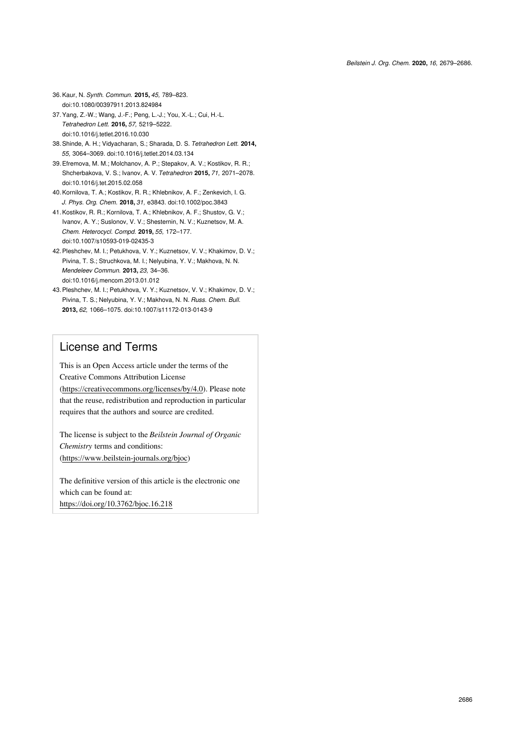36. Kaur, N. *Synth. Commun.* **2015,** *45,* 789–823. doi:10.1080/00397911.2013.824984
37. Yang, Z.-W.; Wang, J.-F.; Peng, L.-J.; You, X.-L.; Cui, H.-L. *Tetrahedron Lett.* **2016,** *57,* 5219–5222. doi:10.1016/j.tetlet.2016.10.030
38. Shinde, A. H.; Vidyacharan, S.; Sharada, D. S. *Tetrahedron Lett.* **2014,** *55,* 3064–3069. doi:10.1016/j.tetlet.2014.03.134
39. Efremova, M. M.; Molchanov, A. P.; Stepakov, A. V.; Kostikov, R. R.; Shcherbakova, V. S.; Ivanov, A. V. *Tetrahedron* **2015,** *71,* 2071–2078. doi:10.1016/j.tet.2015.02.058
40. Kornilova, T. A.; Kostikov, R. R.; Khlebnikov, A. F.; Zenkevich, I. G. *J. Phys. Org. Chem.* **2018,** *31,* e3843. doi:10.1002/poc.3843
41. Kostikov, R. R.; Kornilova, T. A.; Khlebnikov, A. F.; Shustov, G. V.; Ivanov, A. Y.; Suslonov, V. V.; Shesternin, N. V.; Kuznetsov, M. A. *Chem. Heterocycl. Compd.* **2019,** *55,* 172–177. doi:10.1007/s10593-019-02435-3
42. Pleshchev, M. I.; Petukhova, V. Y.; Kuznetsov, V. V.; Khakimov, D. V.; Pivina, T. S.; Struchkova, M. I.; Nelyubina, Y. V.; Makhova, N. N. *Mendeleev Commun.* **2013,** *23,* 34–36. doi:10.1016/j.mencom.2013.01.012
43. Pleshchev, M. I.; Petukhova, V. Y.; Kuznetsov, V. V.; Khakimov, D. V.; Pivina, T. S.; Nelyubina, Y. V.; Makhova, N. N. *Russ. Chem. Bull.* **2013,** *62,* 1066–1075. doi:10.1007/s11172-013-0143-9

## License and Terms

This is an Open Access article under the terms of the Creative Commons Attribution License (https://creativecommons.org/licenses/by/4.0). Please note that the reuse, redistribution and reproduction in particular requires that the authors and source are credited.

The license is subject to the *Beilstein Journal of Organic Chemistry* terms and conditions: (https://www.beilstein-journals.org/bjoc)

The definitive version of this article is the electronic one which can be found at: https://doi.org/10.3762/bjoc.16.218